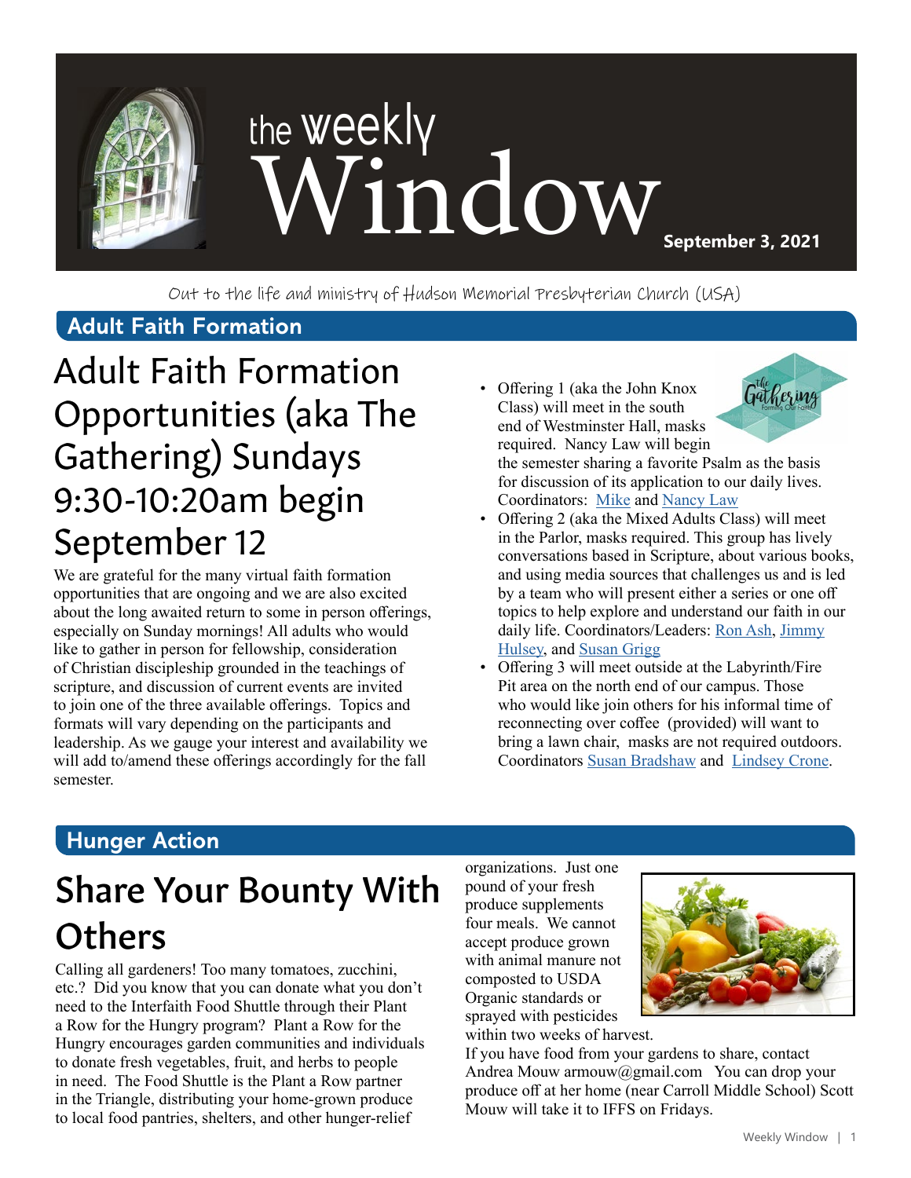# the weekly Window

**September 3, 2021**

Out to the life and ministry of Hudson Memorial Presbyterian Church (USA)

## Adult Faith Formation

# Adult Faith Formation Opportunities (aka The Gathering) Sundays 9:30-10:20am begin September 12

We are grateful for the many virtual faith formation opportunities that are ongoing and we are also excited about the long awaited return to some in person offerings, especially on Sunday mornings! All adults who would like to gather in person for fellowship, consideration of Christian discipleship grounded in the teachings of scripture, and discussion of current events are invited to join one of the three available offerings. Topics and formats will vary depending on the participants and leadership. As we gauge your interest and availability we will add to/amend these offerings accordingly for the fall semester.

- Offering 1 (aka the John Knox Class) will meet in the south end of Westminster Hall, masks required. Nancy Law will begin the semester sharing a favorite Psalm as the basis for discussion of its application to our daily lives. Coordinators: Mike and Nancy Law
- Offering 2 (aka the Mixed Adults Class) will meet in the Parlor, masks required. This group has lively conversations based in Scripture, about various books, and using media sources that challenges us and is led by a team who will present either a series or one off topics to help explore and understand our faith in our daily life. Coordinators/Leaders: Ron Ash, Jimmy Hulsey, and Susan Grigg
- Offering 3 will meet outside at the Labyrinth/Fire Pit area on the north end of our campus. Those who would like join others for his informal time of reconnecting over coffee (provided) will want to bring a lawn chair, masks are not required outdoors. Coordinators Susan Bradshaw and Lindsey Crone.

## Hunger Action

# Share Your Bounty With Others

Calling all gardeners! Too many tomatoes, zucchini, etc.? Did you know that you can donate what you don't need to the Interfaith Food Shuttle through their Plant a Row for the Hungry program? Plant a Row for the Hungry encourages garden communities and individuals to donate fresh vegetables, fruit, and herbs to people in need. The Food Shuttle is the Plant a Row partner in the Triangle, distributing your home-grown produce to local food pantries, shelters, and other hunger-relief organizations. Just one pound of your fresh produce supplements four meals. We cannot accept produce grown with animal manure not composted to USDA Organic standards or sprayed with pesticides within two weeks of harvest.

If you have food from your gardens to share, contact Andrea Mouw armouw@gmail.com You can drop your produce off at her home (near Carroll Middle School) Scott Mouw will take it to IFFS on Fridays.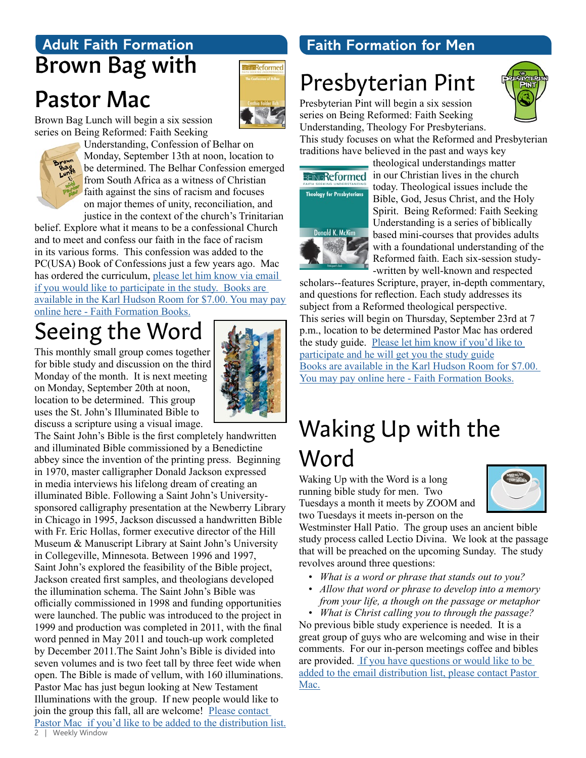## Adult Faith Formation

# Brown Bag with Pastor Mac

Brown Bag Lunch will begin a six session series on Being Reformed: Faith Seeking Understanding, Confession of Belhar on Monday, September 13th at noon, location to be determined. The Belhar Confession emerged from South Africa as a witness of Christian faith against the sins of racism and focuses on major themes of unity, reconciliation, and justice in the context of the church's Trinitarian belief. Explore what it means to be a confessional Church and to meet and confess our faith in the face of racism in its various forms. This confession was added to the PC(USA) Book of Confessions just a few years ago. Mac has ordered the curriculum, please let him know via email if you would like to participate in the study. Books are available in the Karl Hudson Room for $7.00. You may pay online here - Faith Formation Books.

# Seeing the Word

This monthly small group comes together for bible study and discussion on the third Monday of the month. It is next meeting on Monday, September 20th at noon, location to be determined. This group uses the St. John's Illuminated Bible to discuss a scripture using a visual image. The Saint John's Bible is the first completely handwritten and illuminated Bible commissioned by a Benedictine abbey since the invention of the printing press. Beginning in 1970, master calligrapher Donald Jackson expressed in media interviews his lifelong dream of creating an illuminated Bible. Following a Saint John's University-sponsored calligraphy presentation at the Newberry Library in Chicago in 1995, Jackson discussed a handwritten Bible with Fr. Eric Hollas, former executive director of the Hill Museum & Manuscript Library at Saint John's University in Collegeville, Minnesota. Between 1996 and 1997, Saint John's explored the feasibility of the Bible project, Jackson created first samples, and theologians developed the illumination schema. The Saint John's Bible was officially commissioned in 1998 and funding opportunities were launched. The public was introduced to the project in 1999 and production was completed in 2011, with the final word penned in May 2011 and touch-up work completed by December 2011.The Saint John's Bible is divided into seven volumes and is two feet tall by three feet wide when open. The Bible is made of vellum, with 160 illuminations. Pastor Mac has just begun looking at New Testament Illuminations with the group. If new people would like to join the group this fall, all are welcome! Please contact Pastor Mac if you'd like to be added to the distribution list.

## Faith Formation for Men

# Presbyterian Pint

Presbyterian Pint will begin a six session series on Being Reformed: Faith Seeking Understanding, Theology For Presbyterians. This study focuses on what the Reformed and Presbyterian traditions have believed in the past and ways key theological understandings matter in our Christian lives in the church today. Theological issues include the Bible, God, Jesus Christ, and the Holy Spirit. Being Reformed: Faith Seeking Understanding is a series of biblically based mini-courses that provides adults with a foundational understanding of the Reformed faith. Each six-session study--written by well-known and respected scholars--features Scripture, prayer, in-depth commentary, and questions for reflection. Each study addresses its subject from a Reformed theological perspective. This series will begin on Thursday, September 23rd at 7 p.m., location to be determined Pastor Mac has ordered the study guide. Please let him know if you'd like to participate and he will get you the study guide Books are available in the Karl Hudson Room for $7.00. You may pay online here - Faith Formation Books.

# Waking Up with the Word

Waking Up with the Word is a long running bible study for men. Two Tuesdays a month it meets by ZOOM and two Tuesdays it meets in-person on the Westminster Hall Patio. The group uses an ancient bible study process called Lectio Divina. We look at the passage that will be preached on the upcoming Sunday. The study revolves around three questions:

- *What is a word or phrase that stands out to you?*
- *Allow that word or phrase to develop into a memory from your life, a though on the passage or metaphor*
- *What is Christ calling you to through the passage?*

No previous bible study experience is needed. It is a great group of guys who are welcoming and wise in their comments. For our in-person meetings coffee and bibles are provided. If you have questions or would like to be added to the email distribution list, please contact Pastor Mac.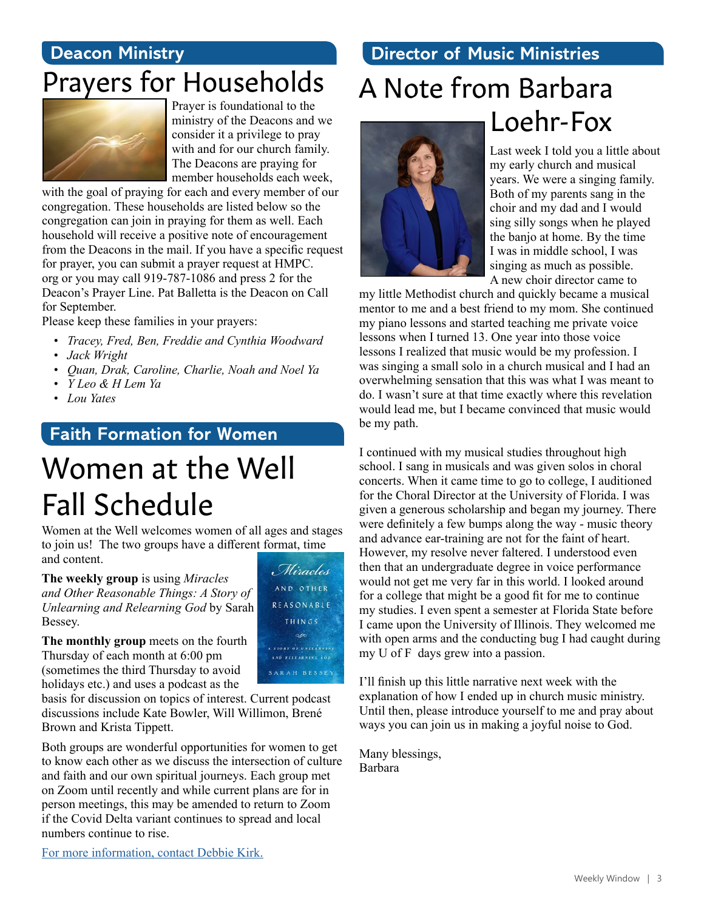## Deacon Ministry

# Prayers for Households

Prayer is foundational to the ministry of the Deacons and we consider it a privilege to pray with and for our church family. The Deacons are praying for member households each week, with the goal of praying for each and every member of our congregation. These households are listed below so the congregation can join in praying for them as well. Each household will receive a positive note of encouragement from the Deacons in the mail. If you have a specific request for prayer, you can submit a prayer request at HMPC.org or you may call 919-787-1086 and press 2 for the Deacon's Prayer Line. Pat Balletta is the Deacon on Call for September.

Please keep these families in your prayers:

- *Tracey, Fred, Ben, Freddie and Cynthia Woodward*
- *Jack Wright*
- *Quan, Drak, Caroline, Charlie, Noah and Noel Ya*
- *Y Leo & H Lem Ya*
- *Lou Yates*

## Faith Formation for Women

# Women at the Well Fall Schedule

Women at the Well welcomes women of all ages and stages to join us! The two groups have a different format, time and content.

**The weekly group** is using *Miracles and Other Reasonable Things: A Story of Unlearning and Relearning God* by Sarah Bessey.

**The monthly group** meets on the fourth Thursday of each month at 6:00 pm (sometimes the third Thursday to avoid holidays etc.) and uses a podcast as the basis for discussion on topics of interest. Current podcast discussions include Kate Bowler, Will Willimon, Brené Brown and Krista Tippett.

Both groups are wonderful opportunities for women to get to know each other as we discuss the intersection of culture and faith and our own spiritual journeys. Each group met on Zoom until recently and while current plans are for in person meetings, this may be amended to return to Zoom if the Covid Delta variant continues to spread and local numbers continue to rise.

For more information, contact Debbie Kirk.

## Director of Music Ministries

# A Note from Barbara Loehr-Fox

Last week I told you a little about my early church and musical years. We were a singing family. Both of my parents sang in the choir and my dad and I would sing silly songs when he played the banjo at home. By the time I was in middle school, I was singing as much as possible. A new choir director came to my little Methodist church and quickly became a musical mentor to me and a best friend to my mom. She continued my piano lessons and started teaching me private voice lessons when I turned 13. One year into those voice lessons I realized that music would be my profession. I was singing a small solo in a church musical and I had an overwhelming sensation that this was what I was meant to do. I wasn't sure at that time exactly where this revelation would lead me, but I became convinced that music would be my path.

I continued with my musical studies throughout high school. I sang in musicals and was given solos in choral concerts. When it came time to go to college, I auditioned for the Choral Director at the University of Florida. I was given a generous scholarship and began my journey. There were definitely a few bumps along the way - music theory and advance ear-training are not for the faint of heart. However, my resolve never faltered. I understood even then that an undergraduate degree in voice performance would not get me very far in this world. I looked around for a college that might be a good fit for me to continue my studies. I even spent a semester at Florida State before I came upon the University of Illinois. They welcomed me with open arms and the conducting bug I had caught during my U of F days grew into a passion.

I'll finish up this little narrative next week with the explanation of how I ended up in church music ministry. Until then, please introduce yourself to me and pray about ways you can join us in making a joyful noise to God.

Many blessings,
Barbara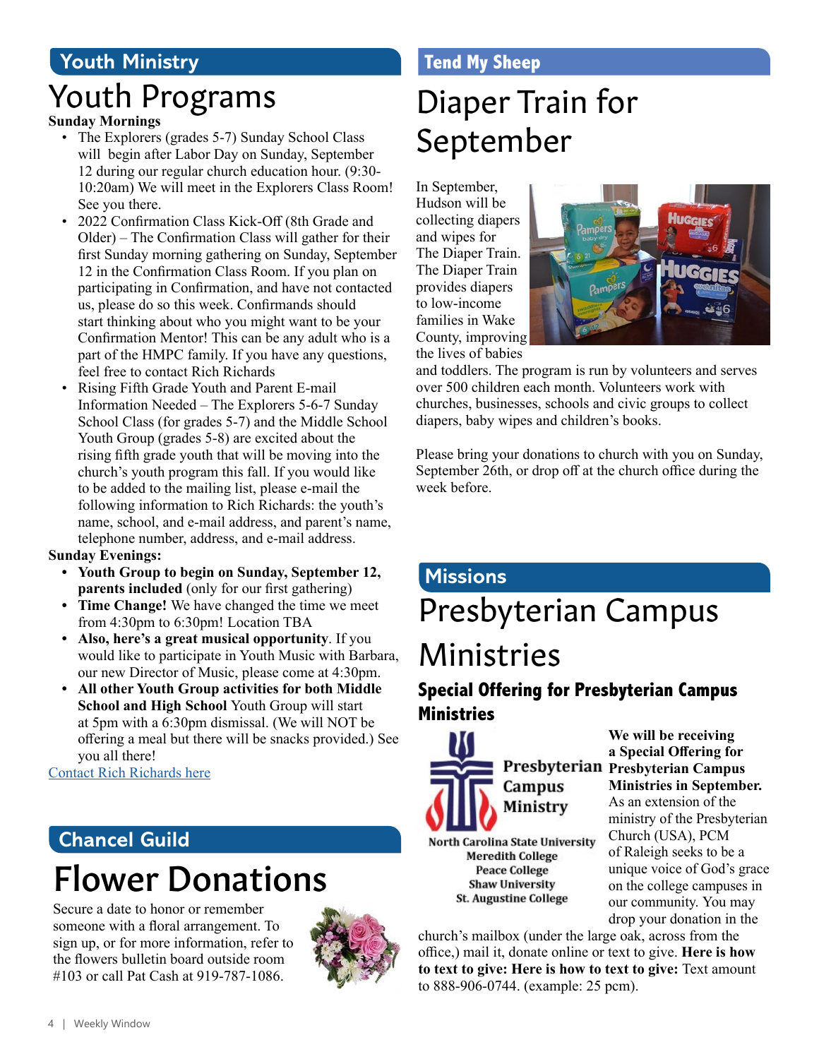## Youth Ministry

# Youth Programs

**Sunday Mornings**

- The Explorers (grades 5-7) Sunday School Class will begin after Labor Day on Sunday, September 12 during our regular church education hour. (9:30-10:20am) We will meet in the Explorers Class Room! See you there.
- 2022 Confirmation Class Kick-Off (8th Grade and Older) – The Confirmation Class will gather for their first Sunday morning gathering on Sunday, September 12 in the Confirmation Class Room. If you plan on participating in Confirmation, and have not contacted us, please do so this week. Confirmands should start thinking about who you might want to be your Confirmation Mentor! This can be any adult who is a part of the HMPC family. If you have any questions, feel free to contact Rich Richards
- Rising Fifth Grade Youth and Parent E-mail Information Needed – The Explorers 5-6-7 Sunday School Class (for grades 5-7) and the Middle School Youth Group (grades 5-8) are excited about the rising fifth grade youth that will be moving into the church's youth program this fall. If you would like to be added to the mailing list, please e-mail the following information to Rich Richards: the youth's name, school, and e-mail address, and parent's name, telephone number, address, and e-mail address.

**Sunday Evenings:**

- **Youth Group to begin on Sunday, September 12, parents included** (only for our first gathering)
- **Time Change!** We have changed the time we meet from 4:30pm to 6:30pm! Location TBA
- **Also, here's a great musical opportunity**. If you would like to participate in Youth Music with Barbara, our new Director of Music, please come at 4:30pm.
- **All other Youth Group activities for both Middle School and High School** Youth Group will start at 5pm with a 6:30pm dismissal. (We will NOT be offering a meal but there will be snacks provided.) See you all there!

Contact Rich Richards here

## Chancel Guild

# Flower Donations

Secure a date to honor or remember someone with a floral arrangement. To sign up, or for more information, refer to the flowers bulletin board outside room #103 or call Pat Cash at 919-787-1086.

## Tend My Sheep

# Diaper Train for September

In September, Hudson will be collecting diapers and wipes for The Diaper Train. The Diaper Train provides diapers to low-income families in Wake County, improving the lives of babies and toddlers. The program is run by volunteers and serves over 500 children each month. Volunteers work with churches, businesses, schools and civic groups to collect diapers, baby wipes and children's books.

Please bring your donations to church with you on Sunday, September 26th, or drop off at the church office during the week before.

## Missions

# Presbyterian Campus Ministries

### Special Offering for Presbyterian Campus Ministries

Presbyterian Campus Ministry

North Carolina State University
Meredith College
Peace College
Shaw University
St. Augustine College

**We will be receiving a Special Offering for Presbyterian Campus Ministries in September.** As an extension of the ministry of the Presbyterian Church (USA), PCM of Raleigh seeks to be a unique voice of God's grace on the college campuses in our community. You may drop your donation in the church's mailbox (under the large oak, across from the office,) mail it, donate online or text to give. **Here is how to text to give: Here is how to text to give:** Text amount to 888-906-0744. (example: 25 pcm).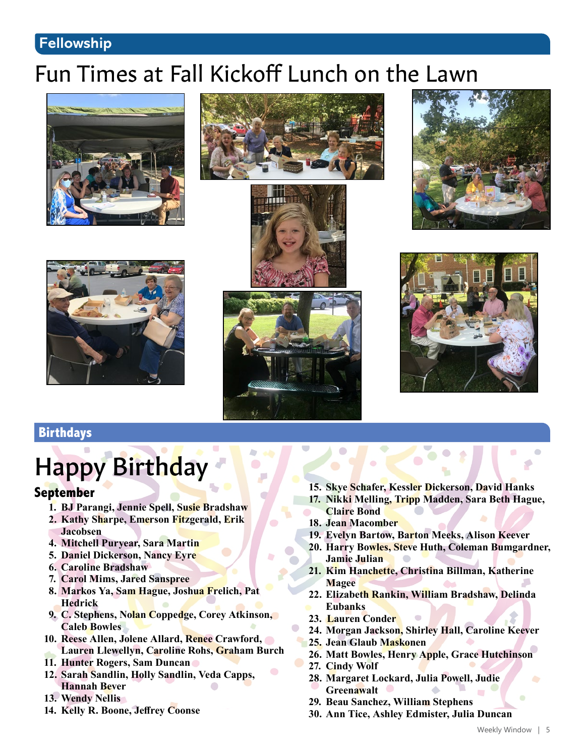## Fellowship

# Fun Times at Fall Kickoff Lunch on the Lawn

## Birthdays

# Happy Birthday

### September

1. BJ Parangi, Jennie Spell, Susie Bradshaw
2. Kathy Sharpe, Emerson Fitzgerald, Erik Jacobsen
4. Mitchell Puryear, Sara Martin
5. Daniel Dickerson, Nancy Eyre
6. Caroline Bradshaw
7. Carol Mims, Jared Sanspree
8. Markos Ya, Sam Hague, Joshua Frelich, Pat Hedrick
9. C. Stephens, Nolan Coppedge, Corey Atkinson, Caleb Bowles
10. Reese Allen, Jolene Allard, Renee Crawford, Lauren Llewellyn, Caroline Rohs, Graham Burch
11. Hunter Rogers, Sam Duncan
12. Sarah Sandlin, Holly Sandlin, Veda Capps, Hannah Bever
13. Wendy Nellis
14. Kelly R. Boone, Jeffrey Coonse
15. Skye Schafer, Kessler Dickerson, David Hanks
17. Nikki Melling, Tripp Madden, Sara Beth Hague, Claire Bond
18. Jean Macomber
19. Evelyn Bartow, Barton Meeks, Alison Keever
20. Harry Bowles, Steve Huth, Coleman Bumgardner, Jamie Julian
21. Kim Hanchette, Christina Billman, Katherine Magee
22. Elizabeth Rankin, William Bradshaw, Delinda Eubanks
23. Lauren Conder
24. Morgan Jackson, Shirley Hall, Caroline Keever
25. Jean Glaub Maskonen
26. Matt Bowles, Henry Apple, Grace Hutchinson
27. Cindy Wolf
28. Margaret Lockard, Julia Powell, Judie Greenawalt
29. Beau Sanchez, William Stephens
30. Ann Tice, Ashley Edmister, Julia Duncan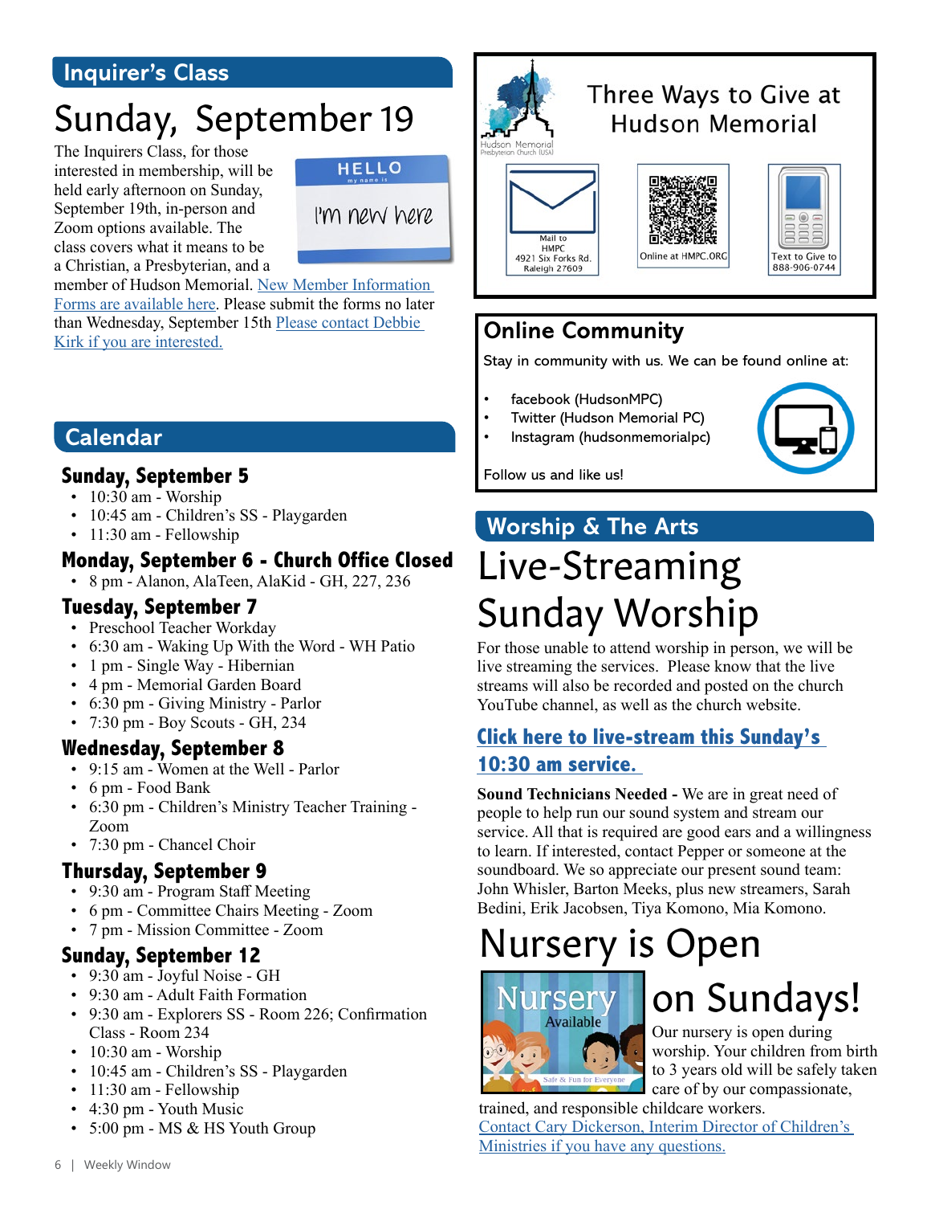## Inquirer's Class

# Sunday, September 19

The Inquirers Class, for those interested in membership, will be held early afternoon on Sunday, September 19th, in-person and Zoom options available. The class covers what it means to be a Christian, a Presbyterian, and a member of Hudson Memorial. New Member Information Forms are available here. Please submit the forms no later than Wednesday, September 15th Please contact Debbie Kirk if you are interested.

HELLO my name is I'm new here

## Calendar

### Sunday, September 5

- 10:30 am - Worship
- 10:45 am - Children's SS - Playgarden
- 11:30 am - Fellowship

### Monday, September 6 - Church Office Closed

- 8 pm - Alanon, AlaTeen, AlaKid - GH, 227, 236

### Tuesday, September 7

- Preschool Teacher Workday
- 6:30 am - Waking Up With the Word - WH Patio
- 1 pm - Single Way - Hibernian
- 4 pm - Memorial Garden Board
- 6:30 pm - Giving Ministry - Parlor
- 7:30 pm - Boy Scouts - GH, 234

### Wednesday, September 8

- 9:15 am - Women at the Well - Parlor
- 6 pm - Food Bank
- 6:30 pm - Children's Ministry Teacher Training - Zoom
- 7:30 pm - Chancel Choir

### Thursday, September 9

- 9:30 am - Program Staff Meeting
- 6 pm - Committee Chairs Meeting - Zoom
- 7 pm - Mission Committee - Zoom

### Sunday, September 12

- 9:30 am - Joyful Noise - GH
- 9:30 am - Adult Faith Formation
- 9:30 am - Explorers SS - Room 226; Confirmation Class - Room 234
- 10:30 am - Worship
- 10:45 am - Children's SS - Playgarden
- 11:30 am - Fellowship
- 4:30 pm - Youth Music
- 5:00 pm - MS & HS Youth Group

## Three Ways to Give at Hudson Memorial

Hudson Memorial Presbyterian Church (USA)

- Mail to HMPC 4921 Six Forks Rd. Raleigh 27609
- Online at HMPC.ORG
- Text to Give to 888-906-0744

## Online Community

Stay in community with us. We can be found online at:

- facebook (HudsonMPC)
- Twitter (Hudson Memorial PC)
- Instagram (hudsonmemorialpc)

Follow us and like us!

## Worship & The Arts

# Live-Streaming Sunday Worship

For those unable to attend worship in person, we will be live streaming the services. Please know that the live streams will also be recorded and posted on the church YouTube channel, as well as the church website.

**Click here to live-stream this Sunday's 10:30 am service.**

**Sound Technicians Needed -** We are in great need of people to help run our sound system and stream our service. All that is required are good ears and a willingness to learn. If interested, contact Pepper or someone at the soundboard. We so appreciate our present sound team: John Whisler, Barton Meeks, plus new streamers, Sarah Bedini, Erik Jacobsen, Tiya Komono, Mia Komono.

# Nursery is Open on Sundays!

Nursery Available – Safe & Fun for Everyone

Our nursery is open during worship. Your children from birth to 3 years old will be safely taken care of by our compassionate, trained, and responsible childcare workers. Contact Cary Dickerson, Interim Director of Children's Ministries if you have any questions.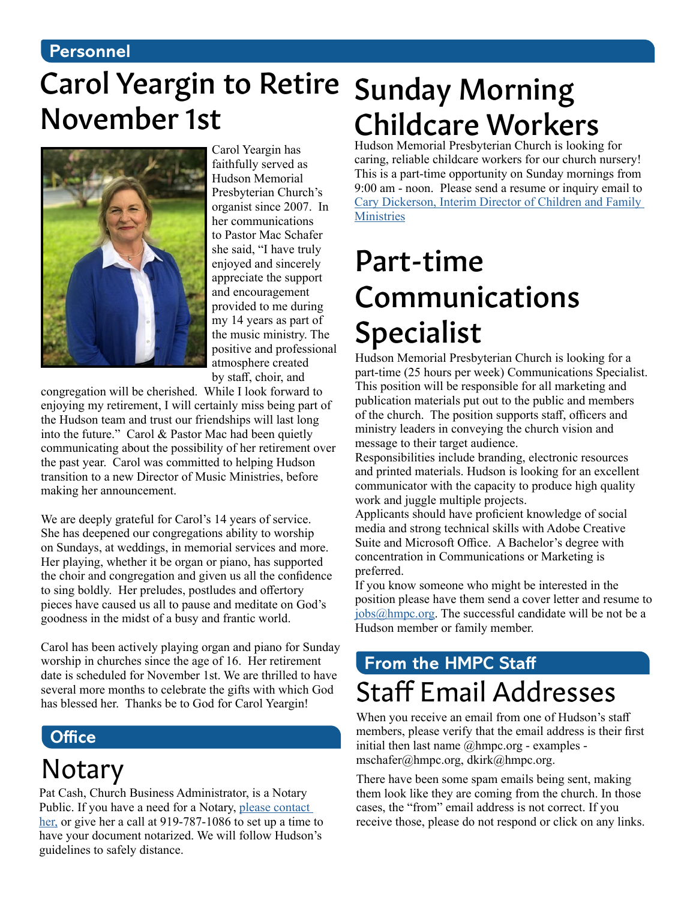## Personnel

# Carol Yeargin to Retire November 1st

Carol Yeargin has faithfully served as Hudson Memorial Presbyterian Church's organist since 2007. In her communications to Pastor Mac Schafer she said, "I have truly enjoyed and sincerely appreciate the support and encouragement provided to me during my 14 years as part of the music ministry. The positive and professional atmosphere created by staff, choir, and congregation will be cherished. While I look forward to enjoying my retirement, I will certainly miss being part of the Hudson team and trust our friendships will last long into the future." Carol & Pastor Mac had been quietly communicating about the possibility of her retirement over the past year. Carol was committed to helping Hudson transition to a new Director of Music Ministries, before making her announcement.

We are deeply grateful for Carol's 14 years of service. She has deepened our congregations ability to worship on Sundays, at weddings, in memorial services and more. Her playing, whether it be organ or piano, has supported the choir and congregation and given us all the confidence to sing boldly. Her preludes, postludes and offertory pieces have caused us all to pause and meditate on God's goodness in the midst of a busy and frantic world.

Carol has been actively playing organ and piano for Sunday worship in churches since the age of 16. Her retirement date is scheduled for November 1st. We are thrilled to have several more months to celebrate the gifts with which God has blessed her. Thanks be to God for Carol Yeargin!

## Office

# Notary

Pat Cash, Church Business Administrator, is a Notary Public. If you have a need for a Notary, please contact her, or give her a call at 919-787-1086 to set up a time to have your document notarized. We will follow Hudson's guidelines to safely distance.

# Sunday Morning Childcare Workers

Hudson Memorial Presbyterian Church is looking for caring, reliable childcare workers for our church nursery! This is a part-time opportunity on Sunday mornings from 9:00 am - noon. Please send a resume or inquiry email to Cary Dickerson, Interim Director of Children and Family Ministries

# Part-time Communications Specialist

Hudson Memorial Presbyterian Church is looking for a part-time (25 hours per week) Communications Specialist. This position will be responsible for all marketing and publication materials put out to the public and members of the church. The position supports staff, officers and ministry leaders in conveying the church vision and message to their target audience.

Responsibilities include branding, electronic resources and printed materials. Hudson is looking for an excellent communicator with the capacity to produce high quality work and juggle multiple projects.

Applicants should have proficient knowledge of social media and strong technical skills with Adobe Creative Suite and Microsoft Office. A Bachelor's degree with concentration in Communications or Marketing is preferred.

If you know someone who might be interested in the position please have them send a cover letter and resume to jobs@hmpc.org. The successful candidate will be not be a Hudson member or family member.

## From the HMPC Staff

# Staff Email Addresses

When you receive an email from one of Hudson's staff members, please verify that the email address is their first initial then last name @hmpc.org - examples - mschafer@hmpc.org, dkirk@hmpc.org.

There have been some spam emails being sent, making them look like they are coming from the church. In those cases, the "from" email address is not correct. If you receive those, please do not respond or click on any links.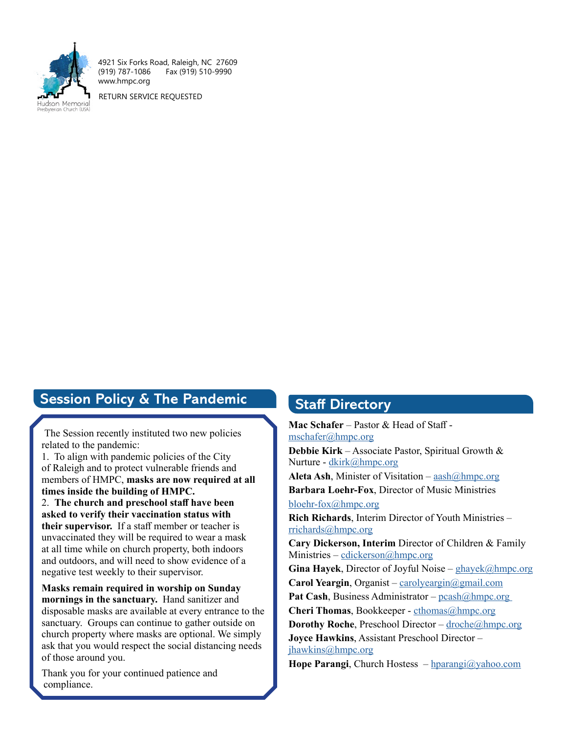Hudson Memorial Presbyterian Church (USA)

4921 Six Forks Road, Raleigh, NC 27609
(919) 787-1086 Fax (919) 510-9990
www.hmpc.org

RETURN SERVICE REQUESTED

## Session Policy & The Pandemic

The Session recently instituted two new policies related to the pandemic:

1. To align with pandemic policies of the City of Raleigh and to protect vulnerable friends and members of HMPC, **masks are now required at all times inside the building of HMPC.**
2. **The church and preschool staff have been asked to verify their vaccination status with their supervisor.** If a staff member or teacher is unvaccinated they will be required to wear a mask at all time while on church property, both indoors and outdoors, and will need to show evidence of a negative test weekly to their supervisor.

**Masks remain required in worship on Sunday mornings in the sanctuary.** Hand sanitizer and disposable masks are available at every entrance to the sanctuary. Groups can continue to gather outside on church property where masks are optional. We simply ask that you would respect the social distancing needs of those around you.

Thank you for your continued patience and compliance.

## Staff Directory

**Mac Schafer** – Pastor & Head of Staff - mschafer@hmpc.org

**Debbie Kirk** – Associate Pastor, Spiritual Growth & Nurture - dkirk@hmpc.org

**Aleta Ash**, Minister of Visitation – aash@hmpc.org

**Barbara Loehr-Fox**, Director of Music Ministries bloehr-fox@hmpc.org

**Rich Richards**, Interim Director of Youth Ministries – rrichards@hmpc.org

**Cary Dickerson, Interim** Director of Children & Family Ministries – cdickerson@hmpc.org

**Gina Hayek**, Director of Joyful Noise – ghayek@hmpc.org

**Carol Yeargin**, Organist – carolyeargin@gmail.com

**Pat Cash**, Business Administrator – pcash@hmpc.org

**Cheri Thomas**, Bookkeeper - cthomas@hmpc.org

**Dorothy Roche**, Preschool Director – droche@hmpc.org

**Joyce Hawkins**, Assistant Preschool Director – jhawkins@hmpc.org

**Hope Parangi**, Church Hostess – hparangi@yahoo.com